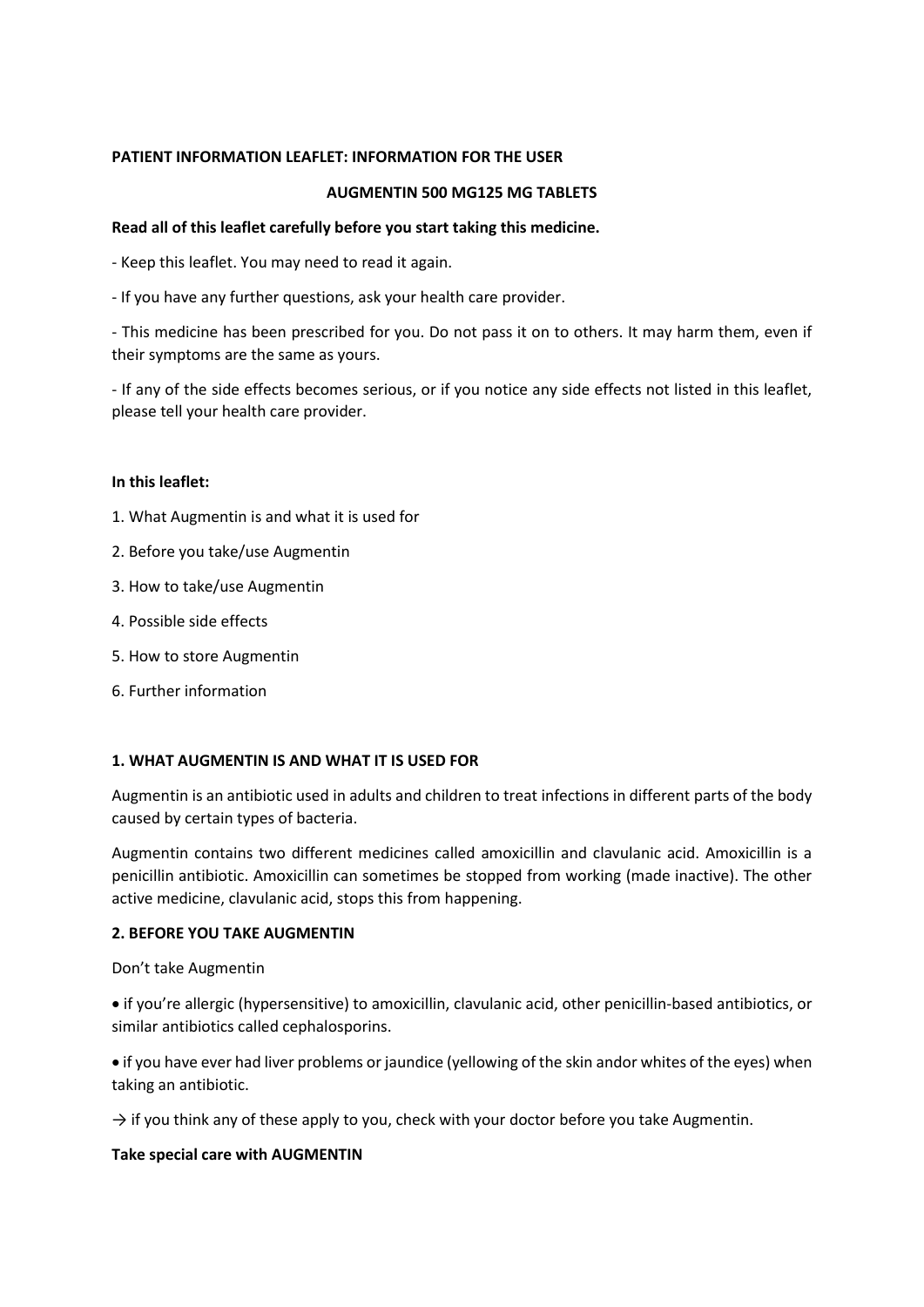**PATIENT INFORMATION LEAFLET: INFORMATION FOR THE USER**

**AUGMENTIN 500 MG125 MG TABLETS**

**Read all of this leaflet carefully before you start taking this medicine.**

- Keep this leaflet. You may need to read it again.

- If you have any further questions, ask your health care provider.

- This medicine has been prescribed for you. Do not pass it on to others. It may harm them, even if their symptoms are the same as yours.

- If any of the side effects becomes serious, or if you notice any side effects not listed in this leaflet, please tell your health care provider.

**In this leaflet:**

1. What Augmentin is and what it is used for
2. Before you take/use Augmentin
3. How to take/use Augmentin
4. Possible side effects
5. How to store Augmentin
6. Further information

**1. WHAT AUGMENTIN IS AND WHAT IT IS USED FOR**

Augmentin is an antibiotic used in adults and children to treat infections in different parts of the body caused by certain types of bacteria.

Augmentin contains two different medicines called amoxicillin and clavulanic acid. Amoxicillin is a penicillin antibiotic. Amoxicillin can sometimes be stopped from working (made inactive). The other active medicine, clavulanic acid, stops this from happening.

**2. BEFORE YOU TAKE AUGMENTIN**

Don't take Augmentin

- if you're allergic (hypersensitive) to amoxicillin, clavulanic acid, other penicillin-based antibiotics, or similar antibiotics called cephalosporins.

- if you have ever had liver problems or jaundice (yellowing of the skin andor whites of the eyes) when taking an antibiotic.

→ if you think any of these apply to you, check with your doctor before you take Augmentin.

**Take special care with AUGMENTIN**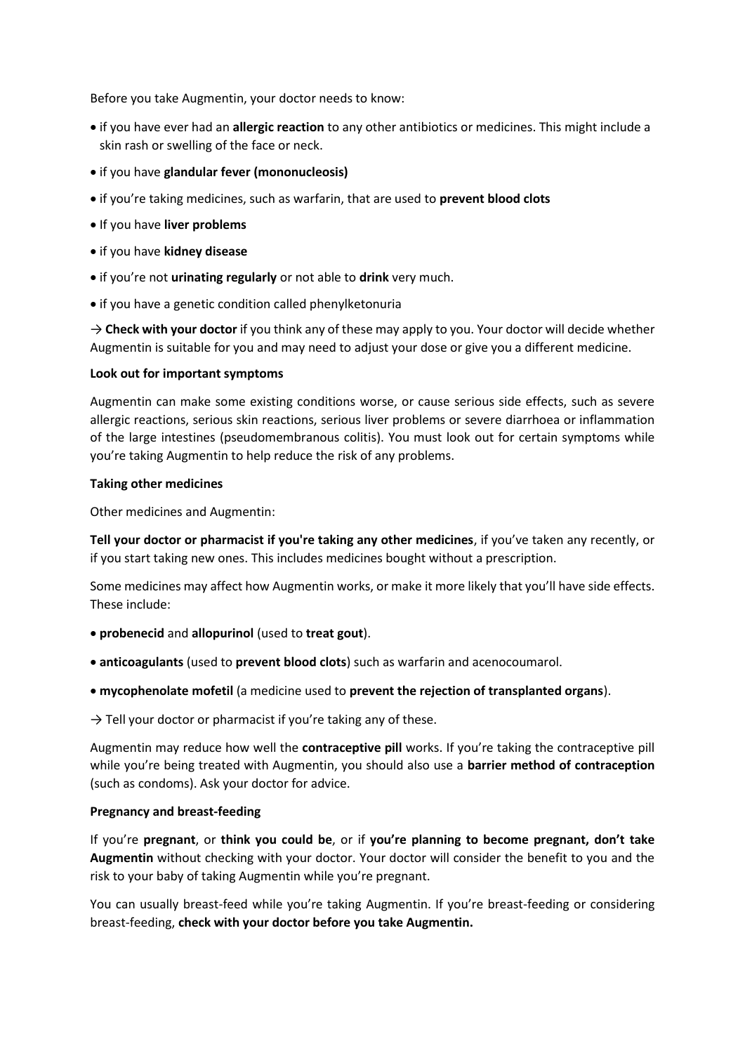Before you take Augmentin, your doctor needs to know:

- if you have ever had an **allergic reaction** to any other antibiotics or medicines. This might include a skin rash or swelling of the face or neck.
- if you have **glandular fever (mononucleosis)**
- if you're taking medicines, such as warfarin, that are used to **prevent blood clots**
- If you have **liver problems**
- if you have **kidney disease**
- if you're not **urinating regularly** or not able to **drink** very much.
- if you have a genetic condition called phenylketonuria

→ **Check with your doctor** if you think any of these may apply to you. Your doctor will decide whether Augmentin is suitable for you and may need to adjust your dose or give you a different medicine.

**Look out for important symptoms**

Augmentin can make some existing conditions worse, or cause serious side effects, such as severe allergic reactions, serious skin reactions, serious liver problems or severe diarrhoea or inflammation of the large intestines (pseudomembranous colitis). You must look out for certain symptoms while you're taking Augmentin to help reduce the risk of any problems.

**Taking other medicines**

Other medicines and Augmentin:

**Tell your doctor or pharmacist if you're taking any other medicines**, if you've taken any recently, or if you start taking new ones. This includes medicines bought without a prescription.

Some medicines may affect how Augmentin works, or make it more likely that you'll have side effects. These include:

- **probenecid** and **allopurinol** (used to **treat gout**).
- **anticoagulants** (used to **prevent blood clots**) such as warfarin and acenocoumarol.
- **mycophenolate mofetil** (a medicine used to **prevent the rejection of transplanted organs**).

→ Tell your doctor or pharmacist if you're taking any of these.

Augmentin may reduce how well the **contraceptive pill** works. If you're taking the contraceptive pill while you're being treated with Augmentin, you should also use a **barrier method of contraception** (such as condoms). Ask your doctor for advice.

**Pregnancy and breast-feeding**

If you're **pregnant**, or **think you could be**, or if **you're planning to become pregnant, don't take Augmentin** without checking with your doctor. Your doctor will consider the benefit to you and the risk to your baby of taking Augmentin while you're pregnant.

You can usually breast-feed while you're taking Augmentin. If you're breast-feeding or considering breast-feeding, **check with your doctor before you take Augmentin.**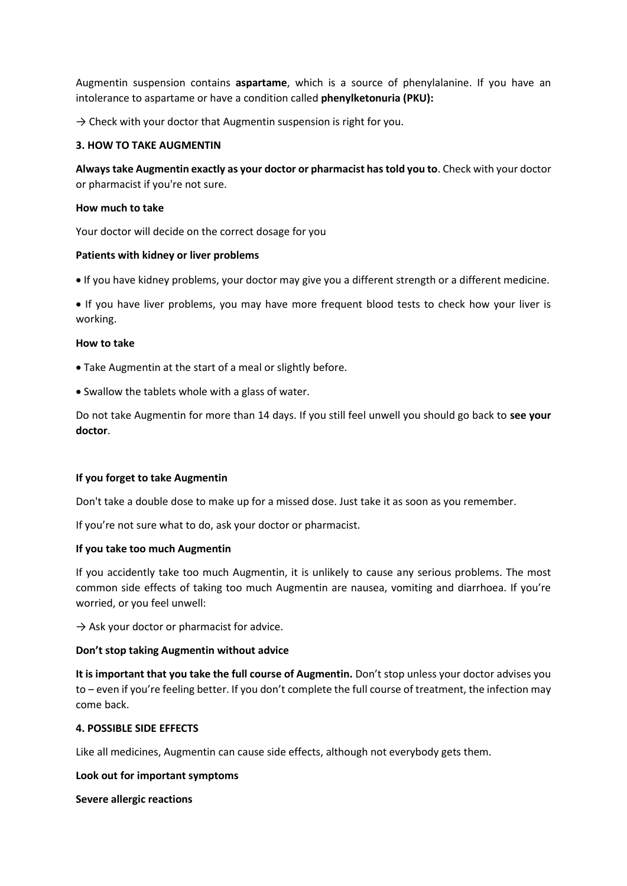Augmentin suspension contains **aspartame**, which is a source of phenylalanine. If you have an intolerance to aspartame or have a condition called **phenylketonuria (PKU):**

→ Check with your doctor that Augmentin suspension is right for you.

## 3. HOW TO TAKE AUGMENTIN

**Always take Augmentin exactly as your doctor or pharmacist has told you to**. Check with your doctor or pharmacist if you're not sure.

### How much to take

Your doctor will decide on the correct dosage for you

### Patients with kidney or liver problems

- If you have kidney problems, your doctor may give you a different strength or a different medicine.
- If you have liver problems, you may have more frequent blood tests to check how your liver is working.

### How to take

- Take Augmentin at the start of a meal or slightly before.
- Swallow the tablets whole with a glass of water.

Do not take Augmentin for more than 14 days. If you still feel unwell you should go back to **see your doctor**.

### If you forget to take Augmentin

Don't take a double dose to make up for a missed dose. Just take it as soon as you remember.

If you're not sure what to do, ask your doctor or pharmacist.

### If you take too much Augmentin

If you accidently take too much Augmentin, it is unlikely to cause any serious problems. The most common side effects of taking too much Augmentin are nausea, vomiting and diarrhoea. If you're worried, or you feel unwell:

→ Ask your doctor or pharmacist for advice.

### Don't stop taking Augmentin without advice

**It is important that you take the full course of Augmentin.** Don't stop unless your doctor advises you to – even if you're feeling better. If you don't complete the full course of treatment, the infection may come back.

## 4. POSSIBLE SIDE EFFECTS

Like all medicines, Augmentin can cause side effects, although not everybody gets them.

### Look out for important symptoms

**Severe allergic reactions**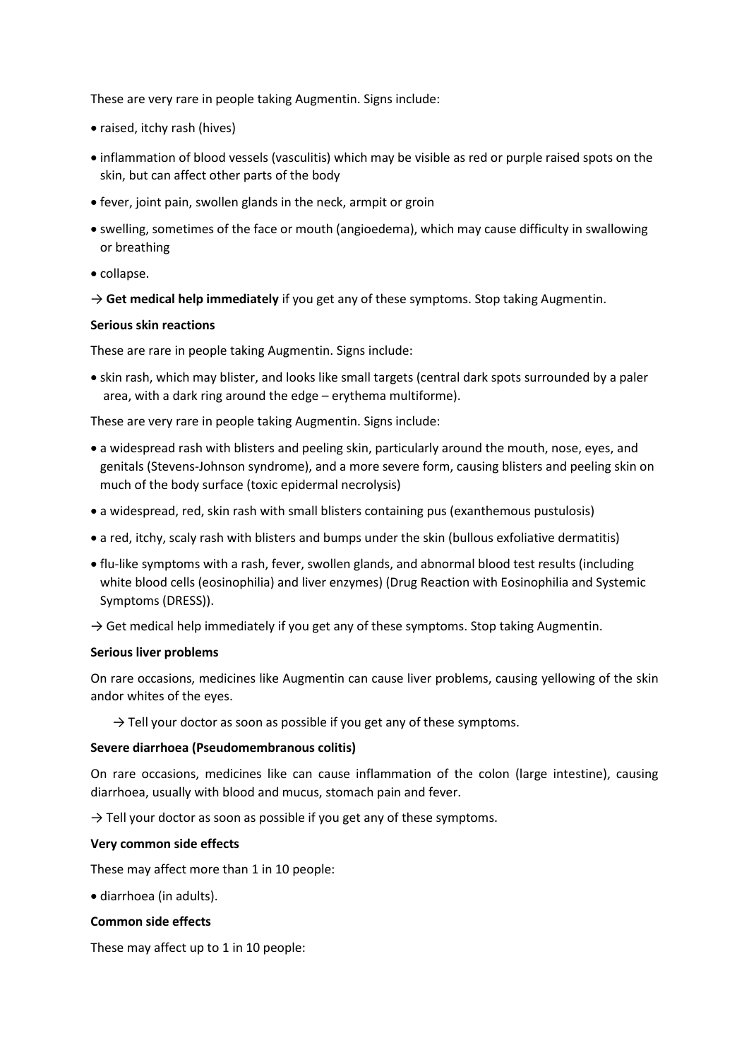These are very rare in people taking Augmentin. Signs include:

- raised, itchy rash (hives)
- inflammation of blood vessels (vasculitis) which may be visible as red or purple raised spots on the skin, but can affect other parts of the body
- fever, joint pain, swollen glands in the neck, armpit or groin
- swelling, sometimes of the face or mouth (angioedema), which may cause difficulty in swallowing or breathing
- collapse.

→ **Get medical help immediately** if you get any of these symptoms. Stop taking Augmentin.

**Serious skin reactions**

These are rare in people taking Augmentin. Signs include:

- skin rash, which may blister, and looks like small targets (central dark spots surrounded by a paler area, with a dark ring around the edge – erythema multiforme).

These are very rare in people taking Augmentin. Signs include:

- a widespread rash with blisters and peeling skin, particularly around the mouth, nose, eyes, and genitals (Stevens-Johnson syndrome), and a more severe form, causing blisters and peeling skin on much of the body surface (toxic epidermal necrolysis)
- a widespread, red, skin rash with small blisters containing pus (exanthemous pustulosis)
- a red, itchy, scaly rash with blisters and bumps under the skin (bullous exfoliative dermatitis)
- flu-like symptoms with a rash, fever, swollen glands, and abnormal blood test results (including white blood cells (eosinophilia) and liver enzymes) (Drug Reaction with Eosinophilia and Systemic Symptoms (DRESS)).

→ Get medical help immediately if you get any of these symptoms. Stop taking Augmentin.

**Serious liver problems**

On rare occasions, medicines like Augmentin can cause liver problems, causing yellowing of the skin andor whites of the eyes.

→ Tell your doctor as soon as possible if you get any of these symptoms.

**Severe diarrhoea (Pseudomembranous colitis)**

On rare occasions, medicines like can cause inflammation of the colon (large intestine), causing diarrhoea, usually with blood and mucus, stomach pain and fever.

→ Tell your doctor as soon as possible if you get any of these symptoms.

**Very common side effects**

These may affect more than 1 in 10 people:

- diarrhoea (in adults).

**Common side effects**

These may affect up to 1 in 10 people: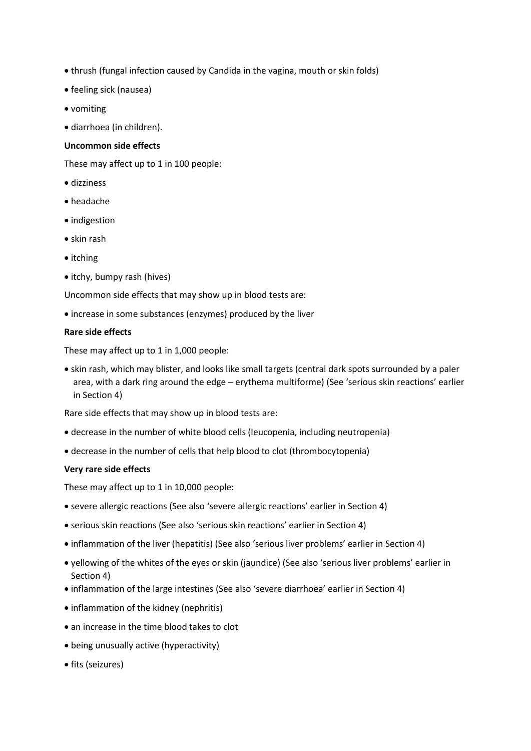- thrush (fungal infection caused by Candida in the vagina, mouth or skin folds)
- feeling sick (nausea)
- vomiting
- diarrhoea (in children).

**Uncommon side effects**

These may affect up to 1 in 100 people:

- dizziness
- headache
- indigestion
- skin rash
- itching
- itchy, bumpy rash (hives)

Uncommon side effects that may show up in blood tests are:

- increase in some substances (enzymes) produced by the liver

**Rare side effects**

These may affect up to 1 in 1,000 people:

- skin rash, which may blister, and looks like small targets (central dark spots surrounded by a paler area, with a dark ring around the edge – erythema multiforme) (See 'serious skin reactions' earlier in Section 4)

Rare side effects that may show up in blood tests are:

- decrease in the number of white blood cells (leucopenia, including neutropenia)
- decrease in the number of cells that help blood to clot (thrombocytopenia)

**Very rare side effects**

These may affect up to 1 in 10,000 people:

- severe allergic reactions (See also 'severe allergic reactions' earlier in Section 4)
- serious skin reactions (See also 'serious skin reactions' earlier in Section 4)
- inflammation of the liver (hepatitis) (See also 'serious liver problems' earlier in Section 4)
- yellowing of the whites of the eyes or skin (jaundice) (See also 'serious liver problems' earlier in Section 4)
- inflammation of the large intestines (See also 'severe diarrhoea' earlier in Section 4)
- inflammation of the kidney (nephritis)
- an increase in the time blood takes to clot
- being unusually active (hyperactivity)
- fits (seizures)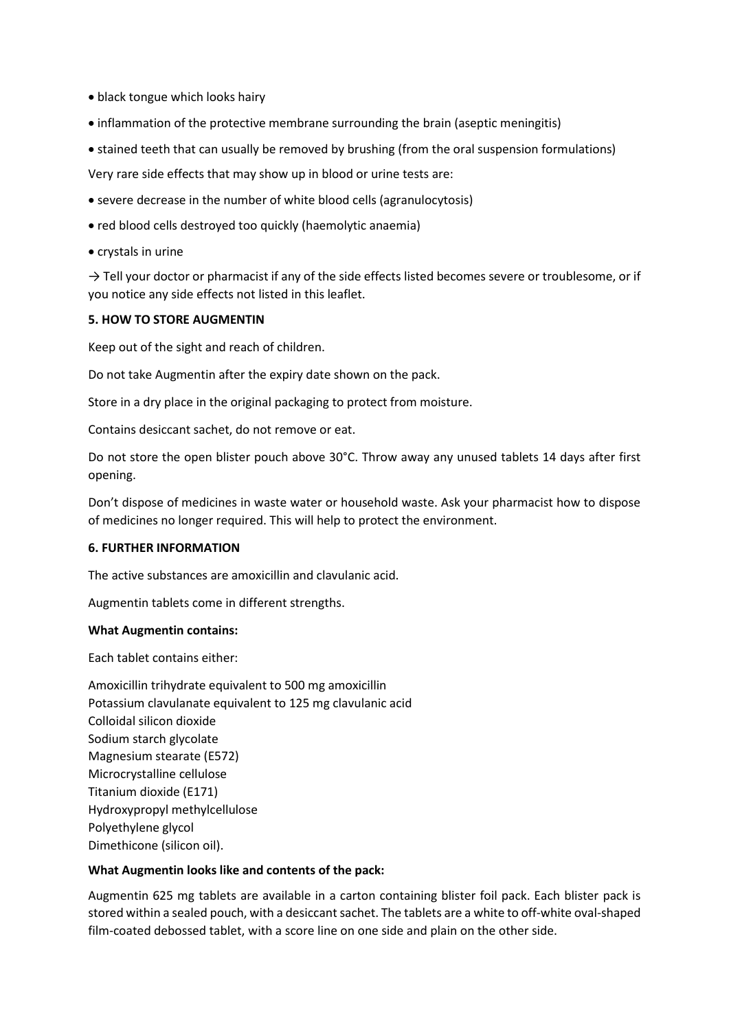- black tongue which looks hairy
- inflammation of the protective membrane surrounding the brain (aseptic meningitis)
- stained teeth that can usually be removed by brushing (from the oral suspension formulations)

Very rare side effects that may show up in blood or urine tests are:

- severe decrease in the number of white blood cells (agranulocytosis)
- red blood cells destroyed too quickly (haemolytic anaemia)
- crystals in urine

→ Tell your doctor or pharmacist if any of the side effects listed becomes severe or troublesome, or if you notice any side effects not listed in this leaflet.

**5. HOW TO STORE AUGMENTIN**

Keep out of the sight and reach of children.

Do not take Augmentin after the expiry date shown on the pack.

Store in a dry place in the original packaging to protect from moisture.

Contains desiccant sachet, do not remove or eat.

Do not store the open blister pouch above 30°C. Throw away any unused tablets 14 days after first opening.

Don't dispose of medicines in waste water or household waste. Ask your pharmacist how to dispose of medicines no longer required. This will help to protect the environment.

**6. FURTHER INFORMATION**

The active substances are amoxicillin and clavulanic acid.

Augmentin tablets come in different strengths.

**What Augmentin contains:**

Each tablet contains either:

Amoxicillin trihydrate equivalent to 500 mg amoxicillin
Potassium clavulanate equivalent to 125 mg clavulanic acid
Colloidal silicon dioxide
Sodium starch glycolate
Magnesium stearate (E572)
Microcrystalline cellulose
Titanium dioxide (E171)
Hydroxypropyl methylcellulose
Polyethylene glycol
Dimethicone (silicon oil).

**What Augmentin looks like and contents of the pack:**

Augmentin 625 mg tablets are available in a carton containing blister foil pack. Each blister pack is stored within a sealed pouch, with a desiccant sachet. The tablets are a white to off-white oval-shaped film-coated debossed tablet, with a score line on one side and plain on the other side.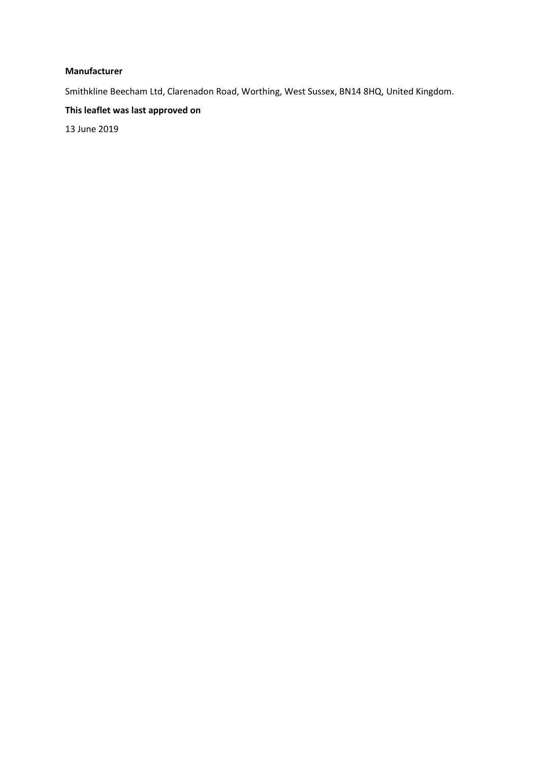**Manufacturer**

Smithkline Beecham Ltd, Clarenadon Road, Worthing, West Sussex, BN14 8HQ, United Kingdom.

**This leaflet was last approved on**

13 June 2019